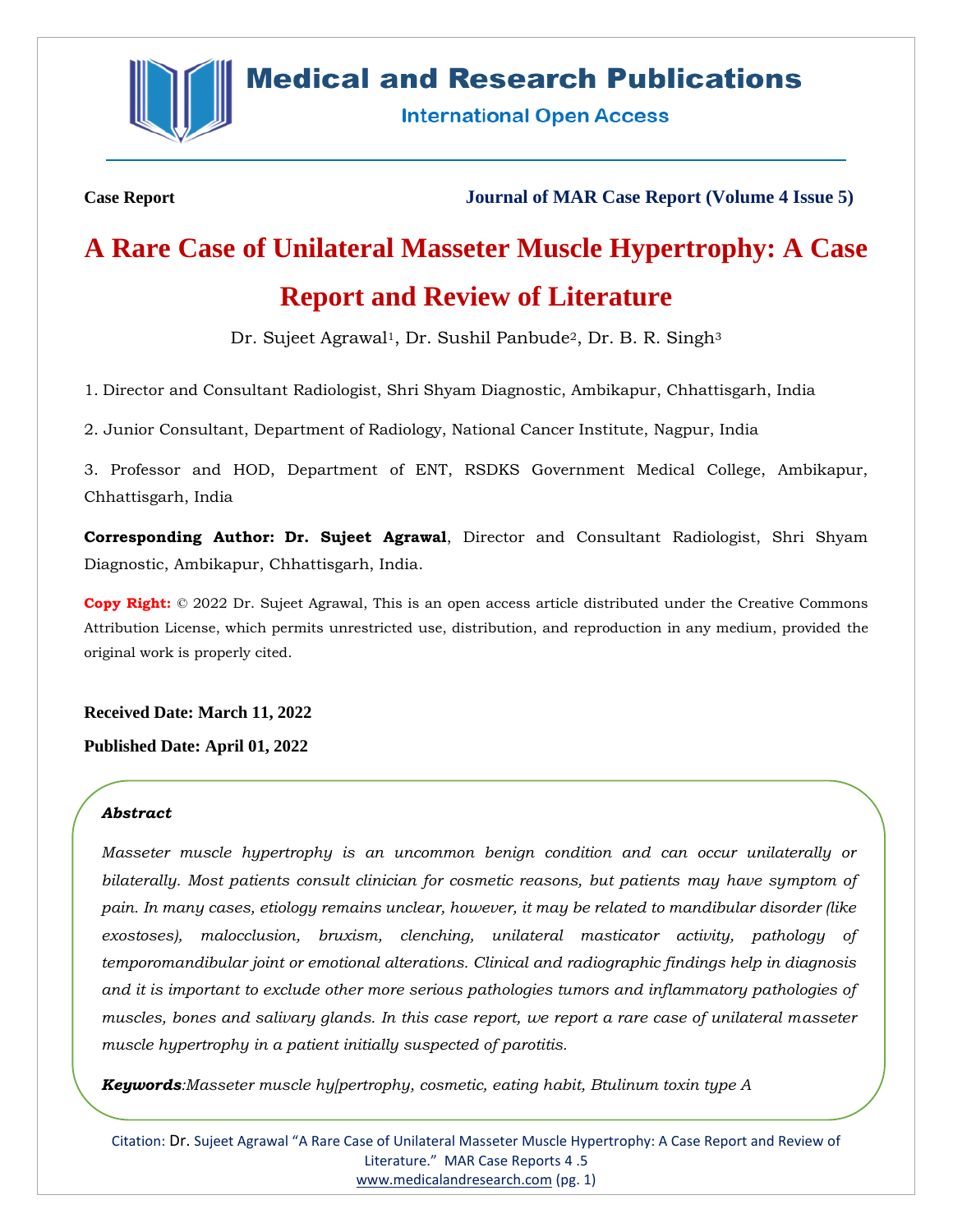Case Report

Journal of MAR Case Report (Volume 4 Issue 5)

# A Rare Case of Unilateral Masseter Muscle Hypertrophy: A Case Report and Review of Literature

Dr. Sujeet Agrawal[1], Dr. Sushil Panbude[2], Dr. B. R. Singh[3]

1. Director and Consultant Radiologist, Shri Shyam Diagnostic, Ambikapur, Chhattisgarh, India

2. Junior Consultant, Department of Radiology, National Cancer Institute, Nagpur, India

3. Professor and HOD, Department of ENT, RSDKS Government Medical College, Ambikapur, Chhattisgarh, India

**Corresponding Author: Dr. Sujeet Agrawal**, Director and Consultant Radiologist, Shri Shyam Diagnostic, Ambikapur, Chhattisgarh, India.

**Copy Right:** © 2022 Dr. Sujeet Agrawal, This is an open access article distributed under the Creative Commons Attribution License, which permits unrestricted use, distribution, and reproduction in any medium, provided the original work is properly cited.

**Received Date: March 11, 2022**

**Published Date: April 01, 2022**

***Abstract***

*Masseter muscle hypertrophy is an uncommon benign condition and can occur unilaterally or bilaterally. Most patients consult clinician for cosmetic reasons, but patients may have symptom of pain. In many cases, etiology remains unclear, however, it may be related to mandibular disorder (like exostoses), malocclusion, bruxism, clenching, unilateral masticator activity, pathology of temporomandibular joint or emotional alterations. Clinical and radiographic findings help in diagnosis and it is important to exclude other more serious pathologies tumors and inflammatory pathologies of muscles, bones and salivary glands. In this case report, we report a rare case of unilateral masseter muscle hypertrophy in a patient initially suspected of parotitis.*

***Keywords****:Masseter muscle hy[pertrophy, cosmetic, eating habit, Btulinum toxin type A*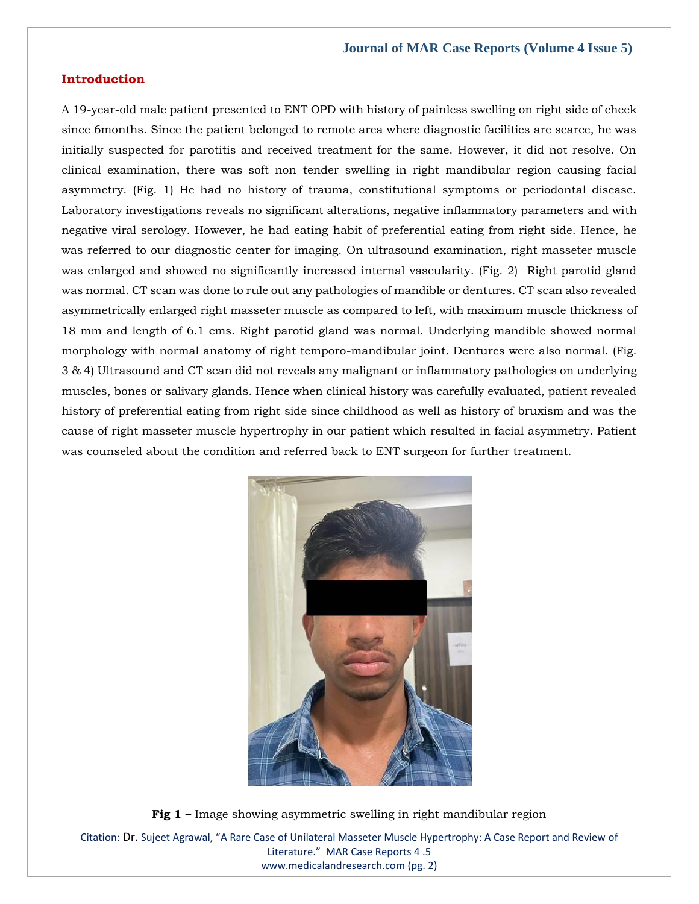## Introduction

A 19-year-old male patient presented to ENT OPD with history of painless swelling on right side of cheek since 6months. Since the patient belonged to remote area where diagnostic facilities are scarce, he was initially suspected for parotitis and received treatment for the same. However, it did not resolve. On clinical examination, there was soft non tender swelling in right mandibular region causing facial asymmetry. (Fig. 1) He had no history of trauma, constitutional symptoms or periodontal disease. Laboratory investigations reveals no significant alterations, negative inflammatory parameters and with negative viral serology. However, he had eating habit of preferential eating from right side. Hence, he was referred to our diagnostic center for imaging. On ultrasound examination, right masseter muscle was enlarged and showed no significantly increased internal vascularity. (Fig. 2) Right parotid gland was normal. CT scan was done to rule out any pathologies of mandible or dentures. CT scan also revealed asymmetrically enlarged right masseter muscle as compared to left, with maximum muscle thickness of 18 mm and length of 6.1 cms. Right parotid gland was normal. Underlying mandible showed normal morphology with normal anatomy of right temporo-mandibular joint. Dentures were also normal. (Fig. 3 & 4) Ultrasound and CT scan did not reveals any malignant or inflammatory pathologies on underlying muscles, bones or salivary glands. Hence when clinical history was carefully evaluated, patient revealed history of preferential eating from right side since childhood as well as history of bruxism and was the cause of right masseter muscle hypertrophy in our patient which resulted in facial asymmetry. Patient was counseled about the condition and referred back to ENT surgeon for further treatment.

**Fig 1 –** Image showing asymmetric swelling in right mandibular region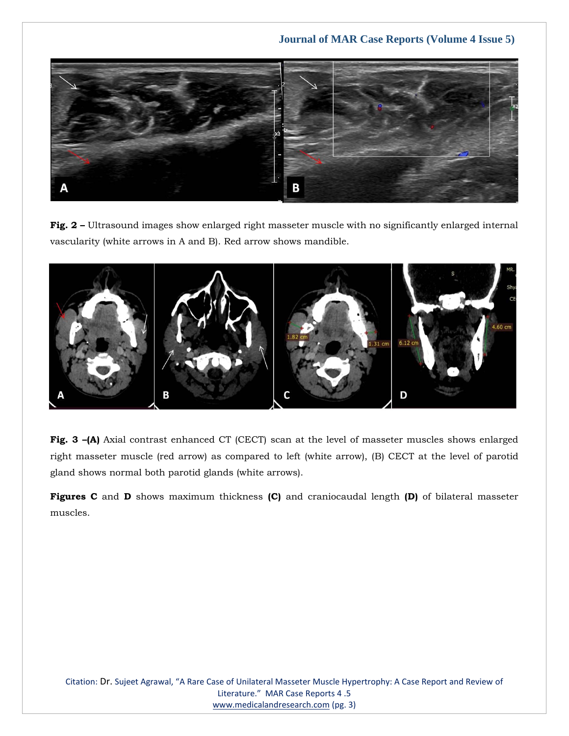**Fig. 2 –** Ultrasound images show enlarged right masseter muscle with no significantly enlarged internal vascularity (white arrows in A and B). Red arrow shows mandible.

**Fig. 3 –(A)** Axial contrast enhanced CT (CECT) scan at the level of masseter muscles shows enlarged right masseter muscle (red arrow) as compared to left (white arrow), (B) CECT at the level of parotid gland shows normal both parotid glands (white arrows).

**Figures C** and **D** shows maximum thickness **(C)** and craniocaudal length **(D)** of bilateral masseter muscles.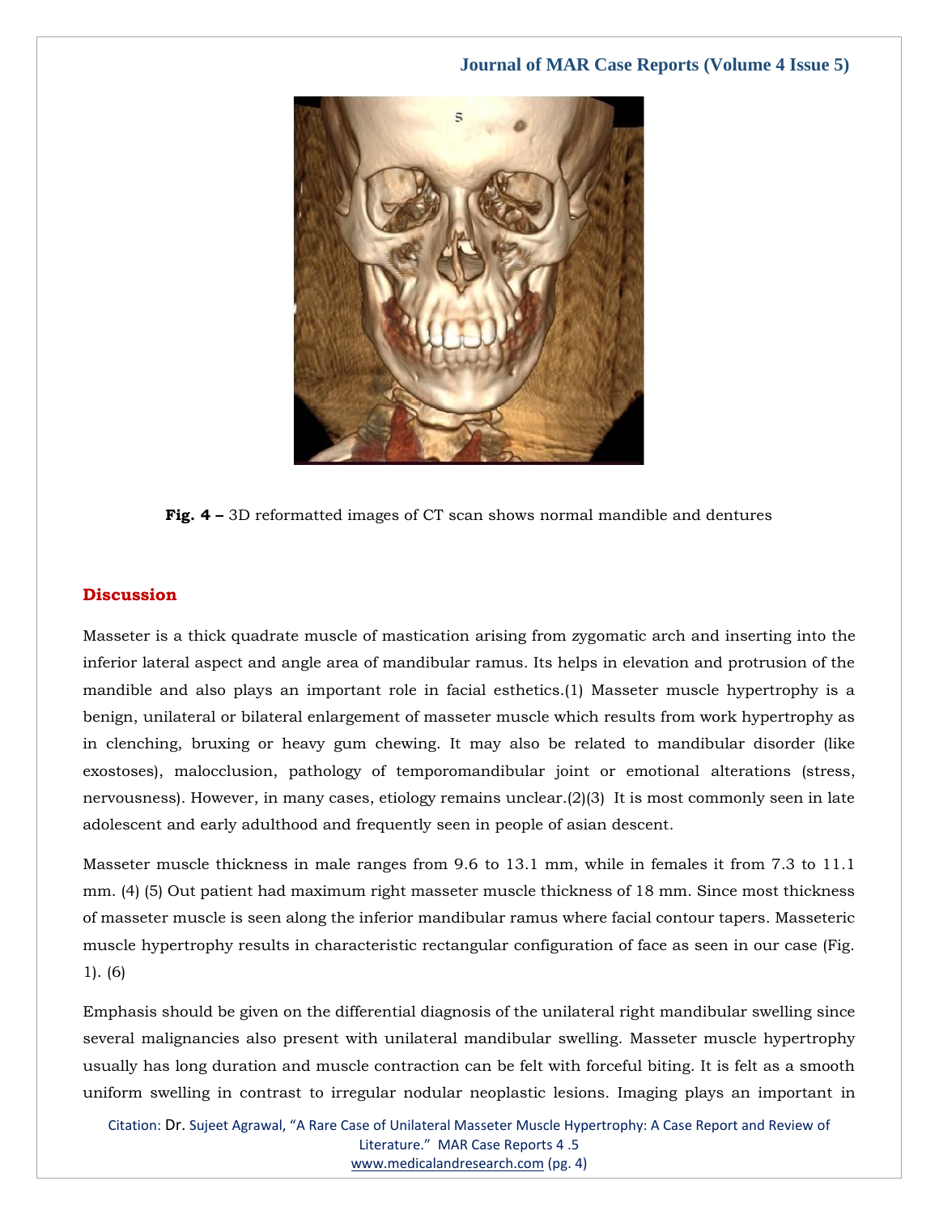Fig. 4 – 3D reformatted images of CT scan shows normal mandible and dentures

## Discussion

Masseter is a thick quadrate muscle of mastication arising from zygomatic arch and inserting into the inferior lateral aspect and angle area of mandibular ramus. Its helps in elevation and protrusion of the mandible and also plays an important role in facial esthetics.(1) Masseter muscle hypertrophy is a benign, unilateral or bilateral enlargement of masseter muscle which results from work hypertrophy as in clenching, bruxing or heavy gum chewing. It may also be related to mandibular disorder (like exostoses), malocclusion, pathology of temporomandibular joint or emotional alterations (stress, nervousness). However, in many cases, etiology remains unclear.(2)(3) It is most commonly seen in late adolescent and early adulthood and frequently seen in people of asian descent.

Masseter muscle thickness in male ranges from 9.6 to 13.1 mm, while in females it from 7.3 to 11.1 mm. (4) (5) Out patient had maximum right masseter muscle thickness of 18 mm. Since most thickness of masseter muscle is seen along the inferior mandibular ramus where facial contour tapers. Masseteric muscle hypertrophy results in characteristic rectangular configuration of face as seen in our case (Fig. 1). (6)

Emphasis should be given on the differential diagnosis of the unilateral right mandibular swelling since several malignancies also present with unilateral mandibular swelling. Masseter muscle hypertrophy usually has long duration and muscle contraction can be felt with forceful biting. It is felt as a smooth uniform swelling in contrast to irregular nodular neoplastic lesions. Imaging plays an important in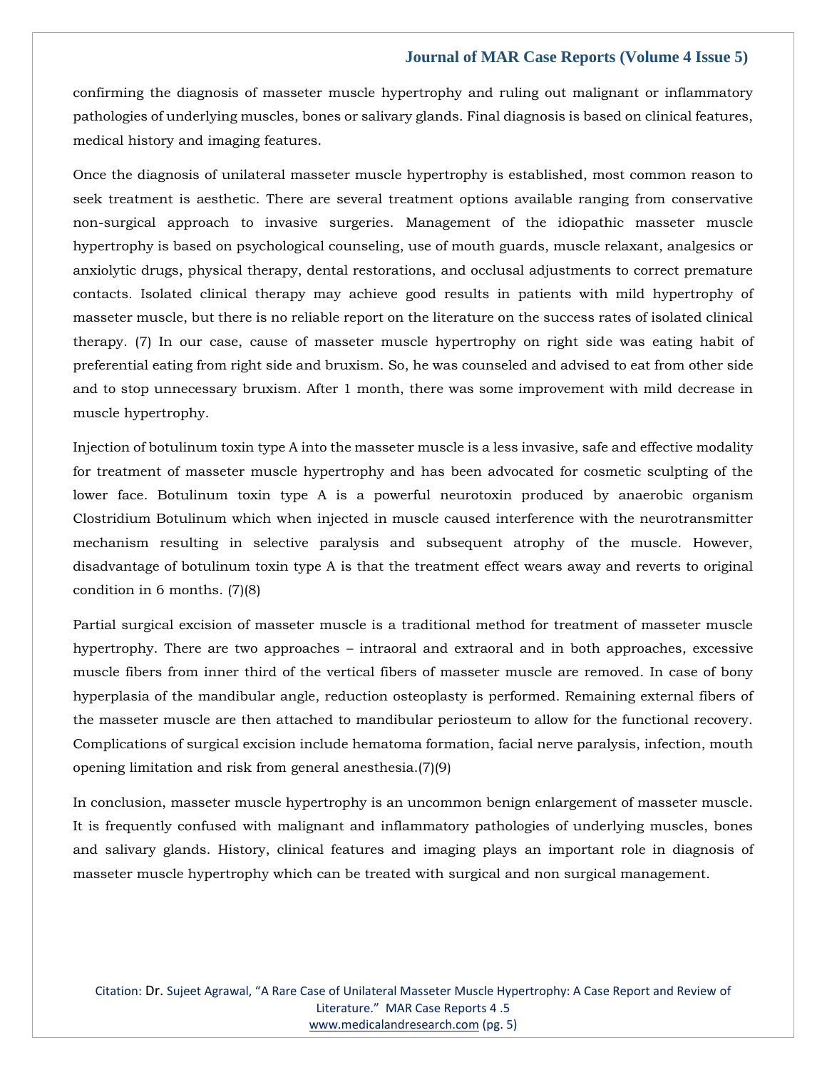confirming the diagnosis of masseter muscle hypertrophy and ruling out malignant or inflammatory pathologies of underlying muscles, bones or salivary glands. Final diagnosis is based on clinical features, medical history and imaging features.

Once the diagnosis of unilateral masseter muscle hypertrophy is established, most common reason to seek treatment is aesthetic. There are several treatment options available ranging from conservative non-surgical approach to invasive surgeries. Management of the idiopathic masseter muscle hypertrophy is based on psychological counseling, use of mouth guards, muscle relaxant, analgesics or anxiolytic drugs, physical therapy, dental restorations, and occlusal adjustments to correct premature contacts. Isolated clinical therapy may achieve good results in patients with mild hypertrophy of masseter muscle, but there is no reliable report on the literature on the success rates of isolated clinical therapy. (7) In our case, cause of masseter muscle hypertrophy on right side was eating habit of preferential eating from right side and bruxism. So, he was counseled and advised to eat from other side and to stop unnecessary bruxism. After 1 month, there was some improvement with mild decrease in muscle hypertrophy.

Injection of botulinum toxin type A into the masseter muscle is a less invasive, safe and effective modality for treatment of masseter muscle hypertrophy and has been advocated for cosmetic sculpting of the lower face. Botulinum toxin type A is a powerful neurotoxin produced by anaerobic organism Clostridium Botulinum which when injected in muscle caused interference with the neurotransmitter mechanism resulting in selective paralysis and subsequent atrophy of the muscle. However, disadvantage of botulinum toxin type A is that the treatment effect wears away and reverts to original condition in 6 months. (7)(8)

Partial surgical excision of masseter muscle is a traditional method for treatment of masseter muscle hypertrophy. There are two approaches – intraoral and extraoral and in both approaches, excessive muscle fibers from inner third of the vertical fibers of masseter muscle are removed. In case of bony hyperplasia of the mandibular angle, reduction osteoplasty is performed. Remaining external fibers of the masseter muscle are then attached to mandibular periosteum to allow for the functional recovery. Complications of surgical excision include hematoma formation, facial nerve paralysis, infection, mouth opening limitation and risk from general anesthesia.(7)(9)

In conclusion, masseter muscle hypertrophy is an uncommon benign enlargement of masseter muscle. It is frequently confused with malignant and inflammatory pathologies of underlying muscles, bones and salivary glands. History, clinical features and imaging plays an important role in diagnosis of masseter muscle hypertrophy which can be treated with surgical and non surgical management.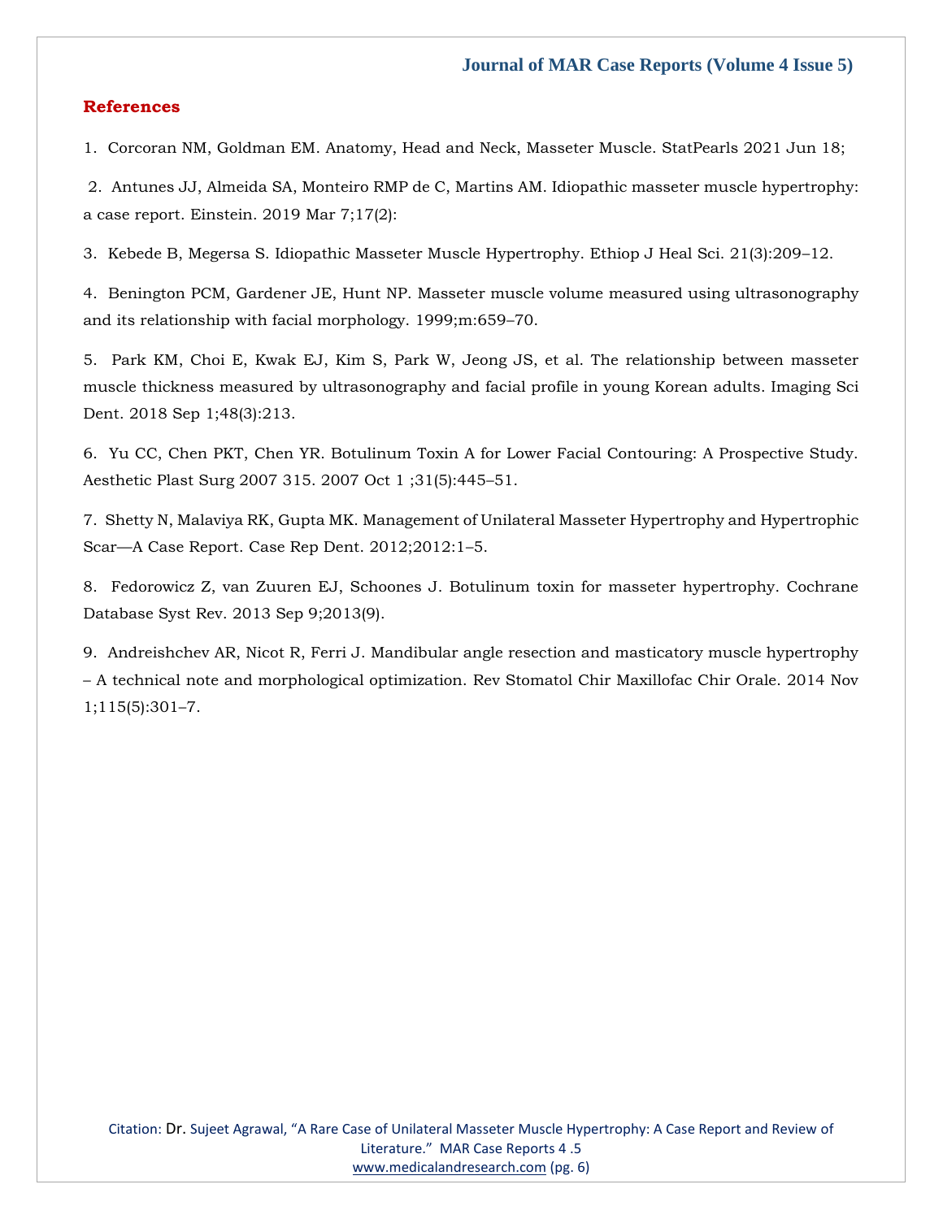## References

1. Corcoran NM, Goldman EM. Anatomy, Head and Neck, Masseter Muscle. StatPearls 2021 Jun 18;

2. Antunes JJ, Almeida SA, Monteiro RMP de C, Martins AM. Idiopathic masseter muscle hypertrophy: a case report. Einstein. 2019 Mar 7;17(2):

3. Kebede B, Megersa S. Idiopathic Masseter Muscle Hypertrophy. Ethiop J Heal Sci. 21(3):209–12.

4. Benington PCM, Gardener JE, Hunt NP. Masseter muscle volume measured using ultrasonography and its relationship with facial morphology. 1999;m:659–70.

5. Park KM, Choi E, Kwak EJ, Kim S, Park W, Jeong JS, et al. The relationship between masseter muscle thickness measured by ultrasonography and facial profile in young Korean adults. Imaging Sci Dent. 2018 Sep 1;48(3):213.

6. Yu CC, Chen PKT, Chen YR. Botulinum Toxin A for Lower Facial Contouring: A Prospective Study. Aesthetic Plast Surg 2007 315. 2007 Oct 1 ;31(5):445–51.

7. Shetty N, Malaviya RK, Gupta MK. Management of Unilateral Masseter Hypertrophy and Hypertrophic Scar—A Case Report. Case Rep Dent. 2012;2012:1–5.

8. Fedorowicz Z, van Zuuren EJ, Schoones J. Botulinum toxin for masseter hypertrophy. Cochrane Database Syst Rev. 2013 Sep 9;2013(9).

9. Andreishchev AR, Nicot R, Ferri J. Mandibular angle resection and masticatory muscle hypertrophy – A technical note and morphological optimization. Rev Stomatol Chir Maxillofac Chir Orale. 2014 Nov 1;115(5):301–7.

Citation: Dr. Sujeet Agrawal, "A Rare Case of Unilateral Masseter Muscle Hypertrophy: A Case Report and Review of Literature." MAR Case Reports 4 .5

www.medicalandresearch.com (pg. 6)